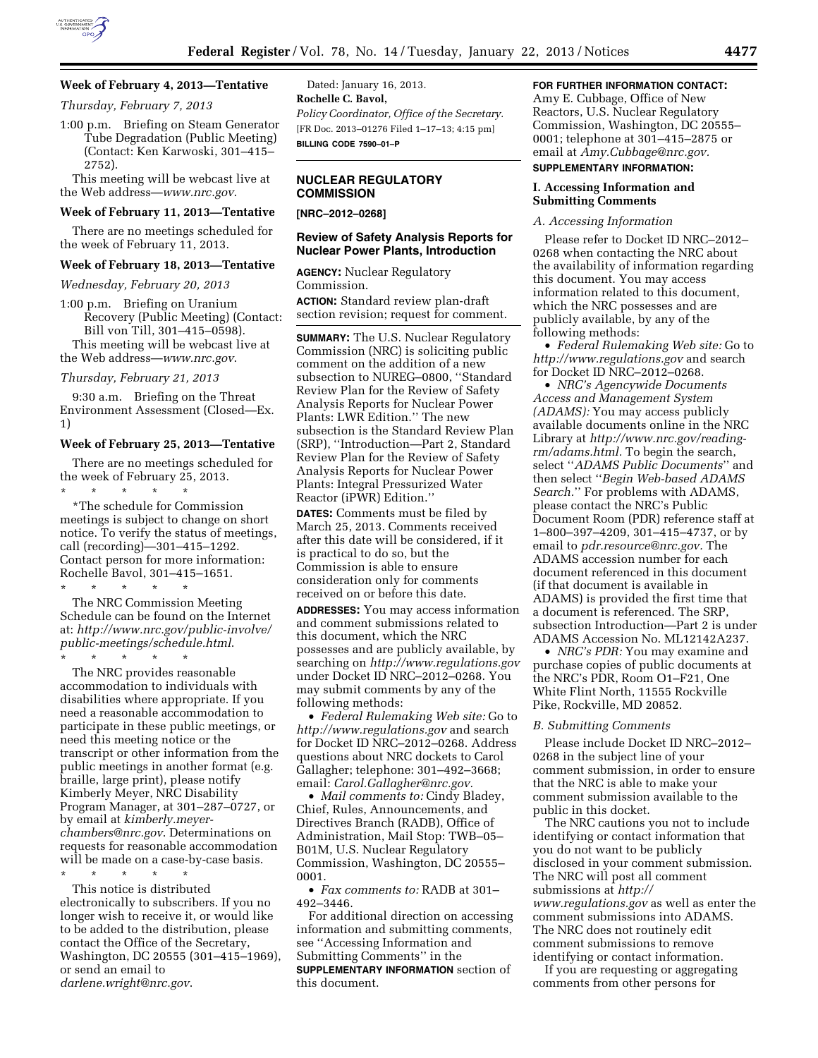**Week of February 4, 2013—Tentative**

*Thursday, February 7, 2013*

1:00 p.m. Briefing on Steam Generator Tube Degradation (Public Meeting) (Contact: Ken Karwoski, 301–415–2752).

This meeting will be webcast live at the Web address—*www.nrc.gov*.

**Week of February 11, 2013—Tentative**

There are no meetings scheduled for the week of February 11, 2013.

**Week of February 18, 2013—Tentative**

*Wednesday, February 20, 2013*

1:00 p.m. Briefing on Uranium Recovery (Public Meeting) (Contact: Bill von Till, 301–415–0598).

This meeting will be webcast live at the Web address—*www.nrc.gov*.

*Thursday, February 21, 2013*

9:30 a.m. Briefing on the Threat Environment Assessment (Closed—Ex. 1)

**Week of February 25, 2013—Tentative**

There are no meetings scheduled for the week of February 25, 2013.

\* \* \* \* \*

*The schedule for Commission meetings is subject to change on short notice. To verify the status of meetings, call (recording)—301–415–1292. Contact person for more information: Rochelle Bavol, 301–415–1651.

\* \* \* \* \*

The NRC Commission Meeting Schedule can be found on the Internet at: *http://www.nrc.gov/public-involve/public-meetings/schedule.html*.

\* \* \* \* \*

The NRC provides reasonable accommodation to individuals with disabilities where appropriate. If you need a reasonable accommodation to participate in these public meetings, or need this meeting notice or the transcript or other information from the public meetings in another format (e.g. braille, large print), please notify Kimberly Meyer, NRC Disability Program Manager, at 301–287–0727, or by email at *kimberly.meyer-chambers@nrc.gov*. Determinations on requests for reasonable accommodation will be made on a case-by-case basis.

\* \* \* \* \*

This notice is distributed electronically to subscribers. If you no longer wish to receive it, or would like to be added to the distribution, please contact the Office of the Secretary, Washington, DC 20555 (301–415–1969), or send an email to *darlene.wright@nrc.gov*.

Dated: January 16, 2013.

**Rochelle C. Bavol,**

*Policy Coordinator, Office of the Secretary.*

[FR Doc. 2013–01276 Filed 1–17–13; 4:15 pm]

**BILLING CODE 7590–01–P**

## NUCLEAR REGULATORY COMMISSION

**[NRC–2012–0268]**

### Review of Safety Analysis Reports for Nuclear Power Plants, Introduction

**AGENCY:** Nuclear Regulatory Commission.

**ACTION:** Standard review plan-draft section revision; request for comment.

**SUMMARY:** The U.S. Nuclear Regulatory Commission (NRC) is soliciting public comment on the addition of a new subsection to NUREG–0800, ''Standard Review Plan for the Review of Safety Analysis Reports for Nuclear Power Plants: LWR Edition.'' The new subsection is the Standard Review Plan (SRP), ''Introduction—Part 2, Standard Review Plan for the Review of Safety Analysis Reports for Nuclear Power Plants: Integral Pressurized Water Reactor (iPWR) Edition.''

**DATES:** Comments must be filed by March 25, 2013. Comments received after this date will be considered, if it is practical to do so, but the Commission is able to ensure consideration only for comments received on or before this date.

**ADDRESSES:** You may access information and comment submissions related to this document, which the NRC possesses and are publicly available, by searching on *http://www.regulations.gov* under Docket ID NRC–2012–0268. You may submit comments by any of the following methods:

- *Federal Rulemaking Web site:* Go to *http://www.regulations.gov* and search for Docket ID NRC–2012–0268. Address questions about NRC dockets to Carol Gallagher; telephone: 301–492–3668; email: *Carol.Gallagher@nrc.gov.*
- *Mail comments to:* Cindy Bladey, Chief, Rules, Announcements, and Directives Branch (RADB), Office of Administration, Mail Stop: TWB–05–B01M, U.S. Nuclear Regulatory Commission, Washington, DC 20555–0001.
- *Fax comments to:* RADB at 301–492–3446.

For additional direction on accessing information and submitting comments, see ''Accessing Information and Submitting Comments'' in the **SUPPLEMENTARY INFORMATION** section of this document.

**FOR FURTHER INFORMATION CONTACT:** Amy E. Cubbage, Office of New Reactors, U.S. Nuclear Regulatory Commission, Washington, DC 20555–0001; telephone at 301–415–2875 or email at *Amy.Cubbage@nrc.gov.*

**SUPPLEMENTARY INFORMATION:**

#### I. Accessing Information and Submitting Comments

*A. Accessing Information*

Please refer to Docket ID NRC–2012–0268 when contacting the NRC about the availability of information regarding this document. You may access information related to this document, which the NRC possesses and are publicly available, by any of the following methods:

- *Federal Rulemaking Web site:* Go to *http://www.regulations.gov* and search for Docket ID NRC–2012–0268.
- *NRC's Agencywide Documents Access and Management System (ADAMS):* You may access publicly available documents online in the NRC Library at *http://www.nrc.gov/reading-rm/adams.html.* To begin the search, select ''*ADAMS Public Documents*'' and then select ''*Begin Web-based ADAMS Search.*'' For problems with ADAMS, please contact the NRC's Public Document Room (PDR) reference staff at 1–800–397–4209, 301–415–4737, or by email to *pdr.resource@nrc.gov.* The ADAMS accession number for each document referenced in this document (if that document is available in ADAMS) is provided the first time that a document is referenced. The SRP, subsection Introduction—Part 2 is under ADAMS Accession No. ML12142A237.
- *NRC's PDR:* You may examine and purchase copies of public documents at the NRC's PDR, Room O1–F21, One White Flint North, 11555 Rockville Pike, Rockville, MD 20852.

*B. Submitting Comments*

Please include Docket ID NRC–2012–0268 in the subject line of your comment submission, in order to ensure that the NRC is able to make your comment submission available to the public in this docket.

The NRC cautions you not to include identifying or contact information that you do not want to be publicly disclosed in your comment submission. The NRC will post all comment submissions at *http://www.regulations.gov* as well as enter the comment submissions into ADAMS. The NRC does not routinely edit comment submissions to remove identifying or contact information.

If you are requesting or aggregating comments from other persons for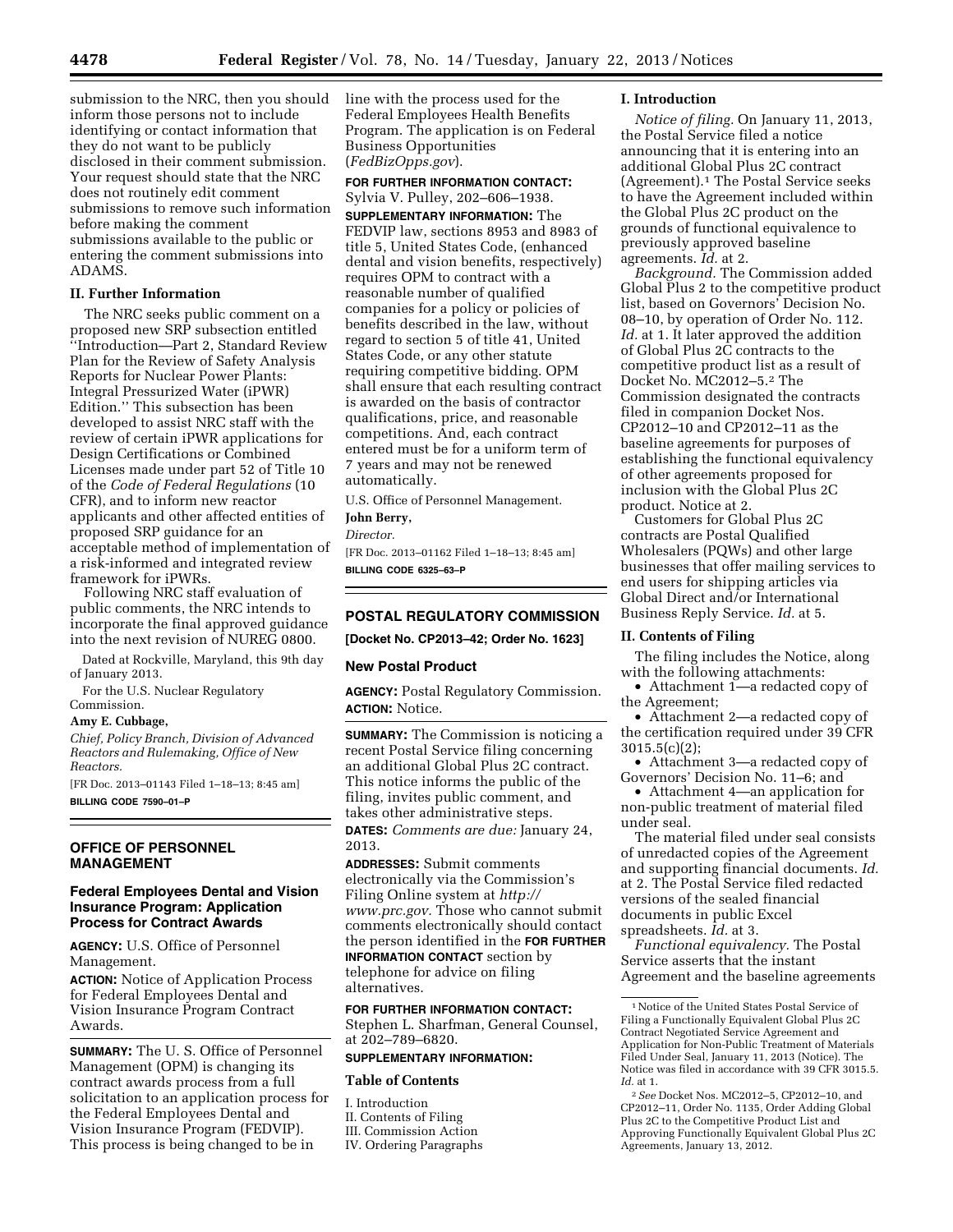submission to the NRC, then you should inform those persons not to include identifying or contact information that they do not want to be publicly disclosed in their comment submission. Your request should state that the NRC does not routinely edit comment submissions to remove such information before making the comment submissions available to the public or entering the comment submissions into ADAMS.

### II. Further Information

The NRC seeks public comment on a proposed new SRP subsection entitled ''Introduction—Part 2, Standard Review Plan for the Review of Safety Analysis Reports for Nuclear Power Plants: Integral Pressurized Water (iPWR) Edition.'' This subsection has been developed to assist NRC staff with the review of certain iPWR applications for Design Certifications or Combined Licenses made under part 52 of Title 10 of the *Code of Federal Regulations* (10 CFR), and to inform new reactor applicants and other affected entities of proposed SRP guidance for an acceptable method of implementation of a risk-informed and integrated review framework for iPWRs.

Following NRC staff evaluation of public comments, the NRC intends to incorporate the final approved guidance into the next revision of NUREG 0800.

Dated at Rockville, Maryland, this 9th day of January 2013.

For the U.S. Nuclear Regulatory Commission.

**Amy E. Cubbage,**

*Chief, Policy Branch, Division of Advanced Reactors and Rulemaking, Office of New Reactors.*

[FR Doc. 2013–01143 Filed 1–18–13; 8:45 am]

**BILLING CODE 7590–01–P**

## OFFICE OF PERSONNEL MANAGEMENT

### Federal Employees Dental and Vision Insurance Program: Application Process for Contract Awards

**AGENCY:** U.S. Office of Personnel Management.

**ACTION:** Notice of Application Process for Federal Employees Dental and Vision Insurance Program Contract Awards.

**SUMMARY:** The U. S. Office of Personnel Management (OPM) is changing its contract awards process from a full solicitation to an application process for the Federal Employees Dental and Vision Insurance Program (FEDVIP). This process is being changed to be in line with the process used for the Federal Employees Health Benefits Program. The application is on Federal Business Opportunities (*FedBizOpps.gov*).

**FOR FURTHER INFORMATION CONTACT:** Sylvia V. Pulley, 202–606–1938.

**SUPPLEMENTARY INFORMATION:** The FEDVIP law, sections 8953 and 8983 of title 5, United States Code, (enhanced dental and vision benefits, respectively) requires OPM to contract with a reasonable number of qualified companies for a policy or policies of benefits described in the law, without regard to section 5 of title 41, United States Code, or any other statute requiring competitive bidding. OPM shall ensure that each resulting contract is awarded on the basis of contractor qualifications, price, and reasonable competitions. And, each contract entered must be for a uniform term of 7 years and may not be renewed automatically.

U.S. Office of Personnel Management.

**John Berry,**

*Director.*

[FR Doc. 2013–01162 Filed 1–18–13; 8:45 am]

**BILLING CODE 6325–63–P**

## POSTAL REGULATORY COMMISSION

**[Docket No. CP2013–42; Order No. 1623]**

### New Postal Product

**AGENCY:** Postal Regulatory Commission.

**ACTION:** Notice.

**SUMMARY:** The Commission is noticing a recent Postal Service filing concerning an additional Global Plus 2C contract. This notice informs the public of the filing, invites public comment, and takes other administrative steps.

**DATES:** *Comments are due:* January 24, 2013.

**ADDRESSES:** Submit comments electronically via the Commission's Filing Online system at *http://www.prc.gov.* Those who cannot submit comments electronically should contact the person identified in the **FOR FURTHER INFORMATION CONTACT** section by telephone for advice on filing alternatives.

**FOR FURTHER INFORMATION CONTACT:** Stephen L. Sharfman, General Counsel, at 202–789–6820.

**SUPPLEMENTARY INFORMATION:**

**Table of Contents**

I. Introduction
II. Contents of Filing
III. Commission Action
IV. Ordering Paragraphs

### I. Introduction

*Notice of filing.* On January 11, 2013, the Postal Service filed a notice announcing that it is entering into an additional Global Plus 2C contract (Agreement).[1] The Postal Service seeks to have the Agreement included within the Global Plus 2C product on the grounds of functional equivalence to previously approved baseline agreements. *Id.* at 2.

*Background.* The Commission added Global Plus 2 to the competitive product list, based on Governors' Decision No. 08–10, by operation of Order No. 112. *Id.* at 1. It later approved the addition of Global Plus 2C contracts to the competitive product list as a result of Docket No. MC2012–5.[2] The Commission designated the contracts filed in companion Docket Nos. CP2012–10 and CP2012–11 as the baseline agreements for purposes of establishing the functional equivalency of other agreements proposed for inclusion with the Global Plus 2C product. Notice at 2.

Customers for Global Plus 2C contracts are Postal Qualified Wholesalers (PQWs) and other large businesses that offer mailing services to end users for shipping articles via Global Direct and/or International Business Reply Service. *Id.* at 5.

### II. Contents of Filing

The filing includes the Notice, along with the following attachments:

- Attachment 1—a redacted copy of the Agreement;
- Attachment 2—a redacted copy of the certification required under 39 CFR 3015.5(c)(2);
- Attachment 3—a redacted copy of Governors' Decision No. 11–6; and
- Attachment 4—an application for non-public treatment of material filed under seal.

The material filed under seal consists of unredacted copies of the Agreement and supporting financial documents. *Id.* at 2. The Postal Service filed redacted versions of the sealed financial documents in public Excel spreadsheets. *Id.* at 3.

*Functional equivalency.* The Postal Service asserts that the instant Agreement and the baseline agreements

---

[1] Notice of the United States Postal Service of Filing a Functionally Equivalent Global Plus 2C Contract Negotiated Service Agreement and Application for Non-Public Treatment of Materials Filed Under Seal, January 11, 2013 (Notice). The Notice was filed in accordance with 39 CFR 3015.5. *Id.* at 1.

[2] *See* Docket Nos. MC2012–5, CP2012–10, and CP2012–11, Order No. 1135, Order Adding Global Plus 2C to the Competitive Product List and Approving Functionally Equivalent Global Plus 2C Agreements, January 13, 2012.